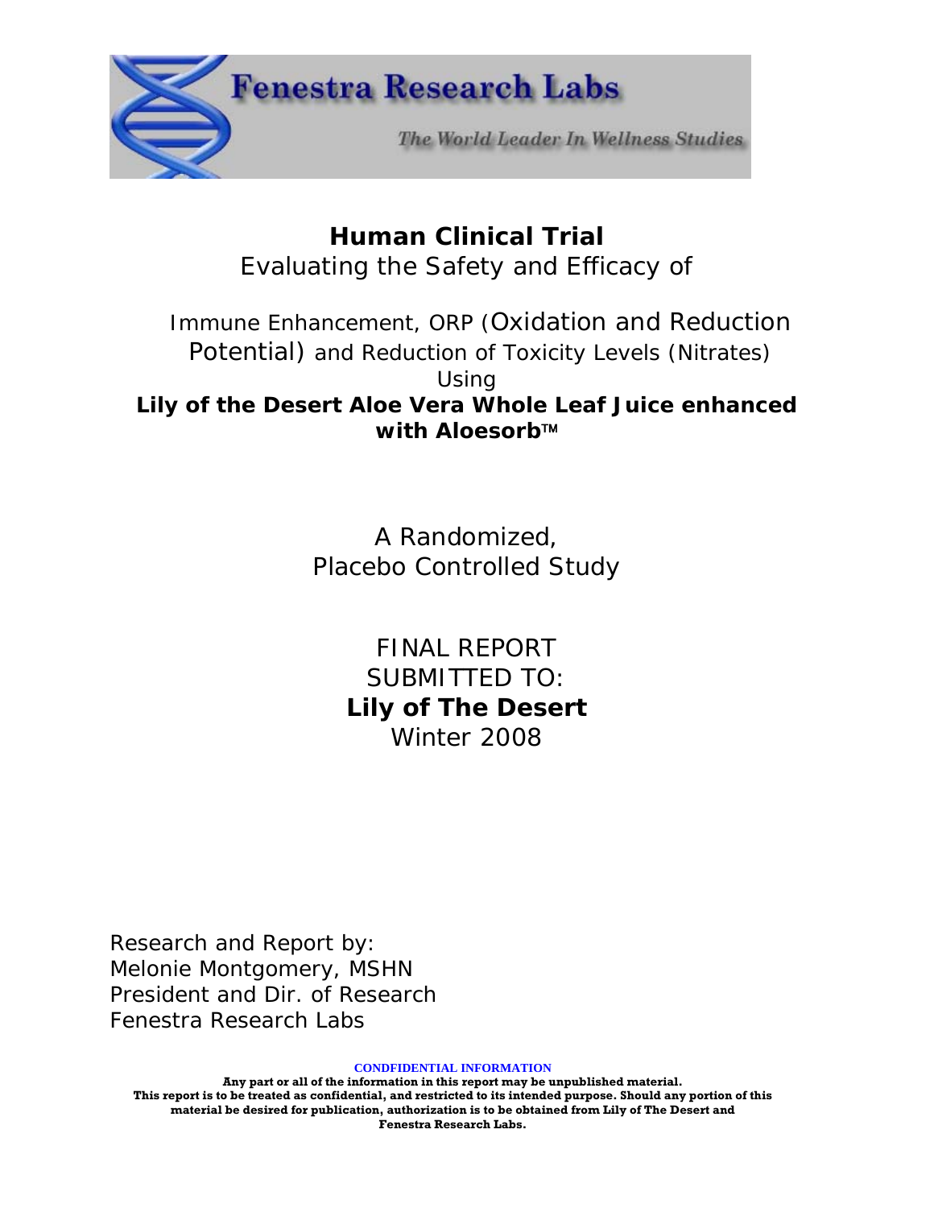Fenestra Research Labs

*The World Leader In Wellness Studies*

# Human Clinical Trial

Evaluating the Safety and Efficacy of

Immune Enhancement, ORP (Oxidation and Reduction Potential) and Reduction of Toxicity Levels (Nitrates) Using

**Lily of the Desert Aloe Vera Whole Leaf Juice enhanced with Aloesorb™**

A Randomized, Placebo Controlled Study

FINAL REPORT
SUBMITTED TO:
**Lily of The Desert**
Winter 2008

Research and Report by:
Melonie Montgomery, MSHN
President and Dir. of Research
Fenestra Research Labs

**CONDFIDENTIAL INFORMATION**

**Any part or all of the information in this report may be unpublished material. This report is to be treated as confidential, and restricted to its intended purpose. Should any portion of this material be desired for publication, authorization is to be obtained from Lily of The Desert and Fenestra Research Labs.**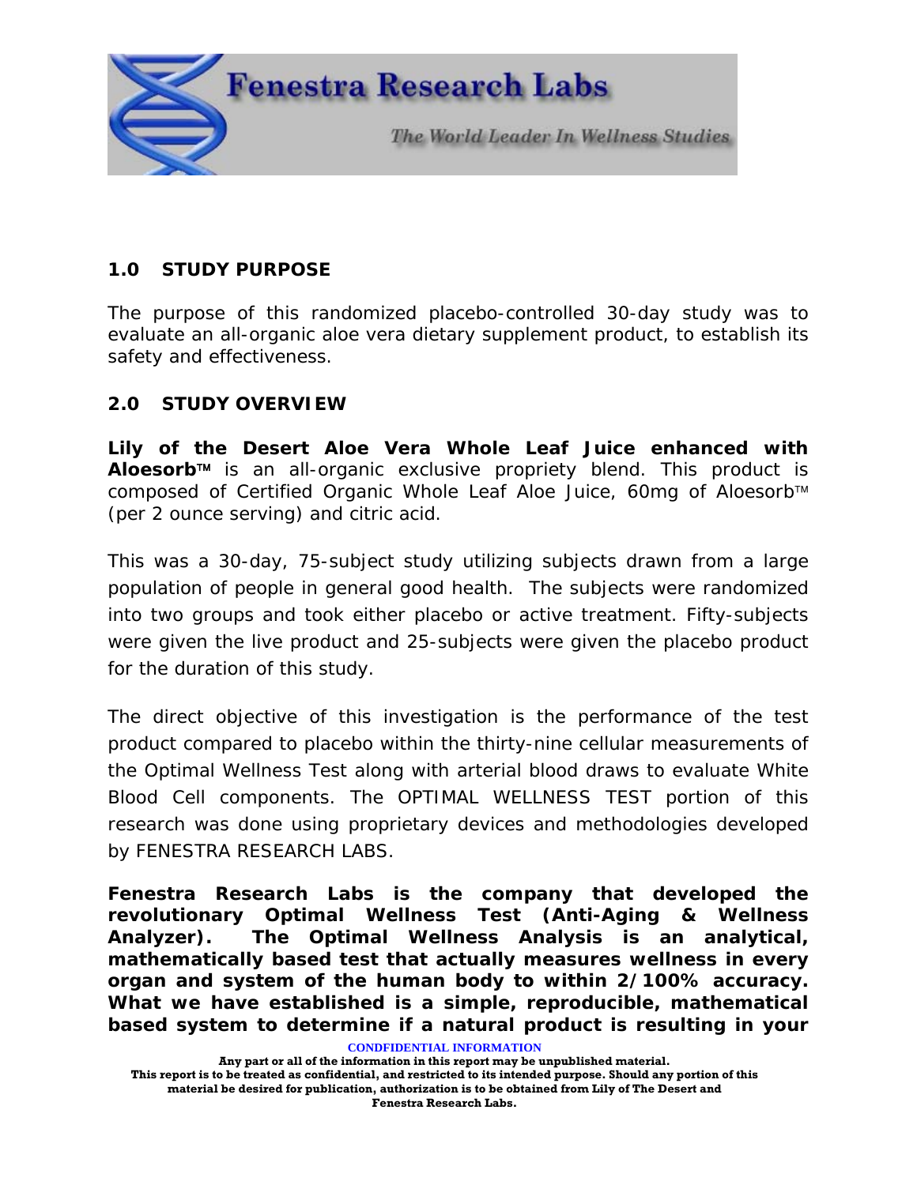## 1.0 STUDY PURPOSE

The purpose of this randomized placebo-controlled 30-day study was to evaluate an all-organic aloe vera dietary supplement product, to establish its safety and effectiveness.

## 2.0 STUDY OVERVIEW

**Lily of the Desert Aloe Vera Whole Leaf Juice enhanced with Aloesorb™** is an all-organic exclusive propriety blend. This product is composed of Certified Organic Whole Leaf Aloe Juice, 60mg of Aloesorb™ (per 2 ounce serving) and citric acid.

This was a 30-day, 75-subject study utilizing subjects drawn from a large population of people in general good health. The subjects were randomized into two groups and took either placebo or active treatment. Fifty-subjects were given the live product and 25-subjects were given the placebo product for the duration of this study.

The direct objective of this investigation is the performance of the test product compared to placebo within the thirty-nine cellular measurements of the Optimal Wellness Test along with arterial blood draws to evaluate White Blood Cell components. The OPTIMAL WELLNESS TEST portion of this research was done using proprietary devices and methodologies developed by FENESTRA RESEARCH LABS.

**Fenestra Research Labs is the company that developed the revolutionary Optimal Wellness Test (Anti-Aging & Wellness Analyzer). The Optimal Wellness Analysis is an analytical, mathematically based test that actually measures wellness in every organ and system of the human body to within 2/100% accuracy. What we have established is a simple, reproducible, mathematical based system to determine if a natural product is resulting in your**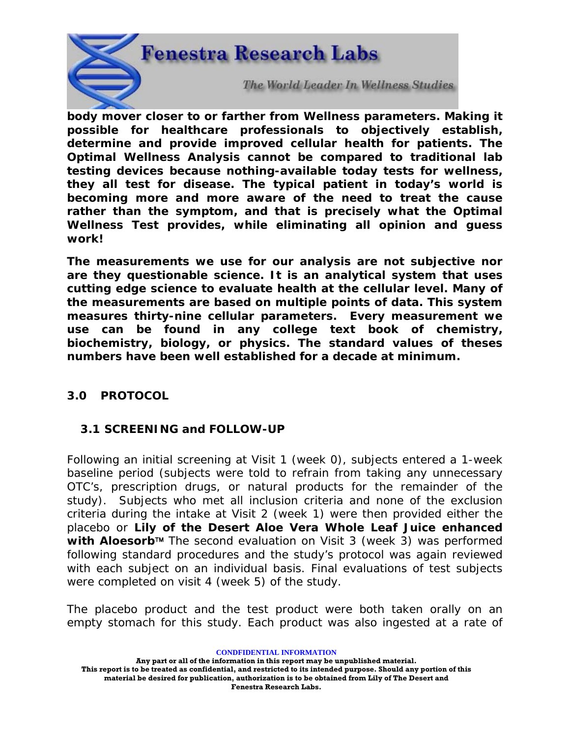**body mover closer to or farther from Wellness parameters. Making it possible for healthcare professionals to objectively establish, determine and provide improved cellular health for patients. The Optimal Wellness Analysis cannot be compared to traditional lab testing devices because nothing-available today tests for wellness, they all test for disease. The typical patient in today's world is becoming more and more aware of the need to treat the cause rather than the symptom, and that is precisely what the Optimal Wellness Test provides, while eliminating all opinion and guess work!**

**The measurements we use for our analysis are not subjective nor are they questionable science. It is an analytical system that uses cutting edge science to evaluate health at the cellular level. Many of the measurements are based on multiple points of data. This system measures thirty-nine cellular parameters. Every measurement we use can be found in any college text book of chemistry, biochemistry, biology, or physics. The standard values of theses numbers have been well established for a decade at minimum.**

## 3.0 PROTOCOL

### 3.1 SCREENING and FOLLOW-UP

Following an initial screening at Visit 1 (week 0), subjects entered a 1-week baseline period (subjects were told to refrain from taking any unnecessary OTC's, prescription drugs, or natural products for the remainder of the study). Subjects who met all inclusion criteria and none of the exclusion criteria during the intake at Visit 2 (week 1) were then provided either the placebo or **Lily of the Desert Aloe Vera Whole Leaf Juice enhanced with Aloesorb™** The second evaluation on Visit 3 (week 3) was performed following standard procedures and the study's protocol was again reviewed with each subject on an individual basis. Final evaluations of test subjects were completed on visit 4 (week 5) of the study.

The placebo product and the test product were both taken orally on an empty stomach for this study. Each product was also ingested at a rate of

**CONDFIDENTIAL INFORMATION**

**Any part or all of the information in this report may be unpublished material. This report is to be treated as confidential, and restricted to its intended purpose. Should any portion of this material be desired for publication, authorization is to be obtained from Lily of The Desert and Fenestra Research Labs.**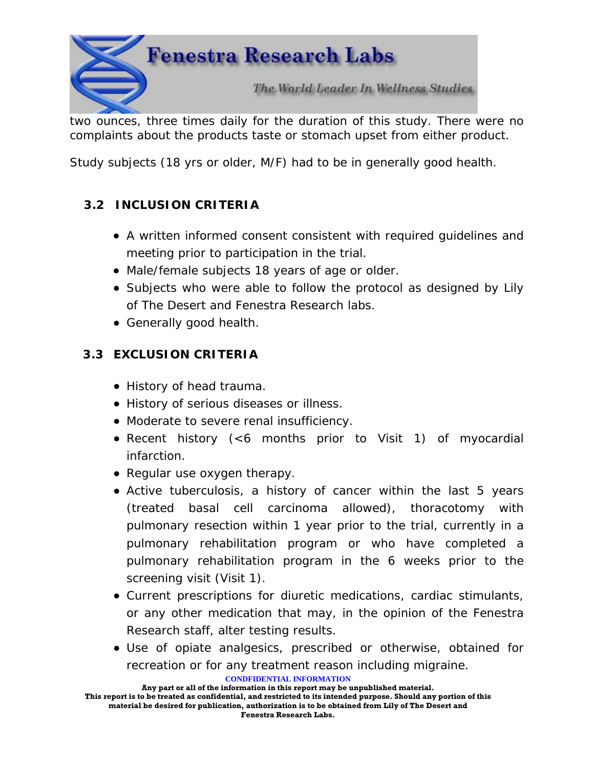two ounces, three times daily for the duration of this study. There were no complaints about the products taste or stomach upset from either product.

Study subjects (18 yrs or older, M/F) had to be in generally good health.

### 3.2 INCLUSION CRITERIA

- A written informed consent consistent with required guidelines and meeting prior to participation in the trial.
- Male/female subjects 18 years of age or older.
- Subjects who were able to follow the protocol as designed by Lily of The Desert and Fenestra Research labs.
- Generally good health.

### 3.3 EXCLUSION CRITERIA

- History of head trauma.
- History of serious diseases or illness.
- Moderate to severe renal insufficiency.
- Recent history (<6 months prior to Visit 1) of myocardial infarction.
- Regular use oxygen therapy.
- Active tuberculosis, a history of cancer within the last 5 years (treated basal cell carcinoma allowed), thoracotomy with pulmonary resection within 1 year prior to the trial, currently in a pulmonary rehabilitation program or who have completed a pulmonary rehabilitation program in the 6 weeks prior to the screening visit (Visit 1).
- Current prescriptions for diuretic medications, cardiac stimulants, or any other medication that may, in the opinion of the Fenestra Research staff, alter testing results.
- Use of opiate analgesics, prescribed or otherwise, obtained for recreation or for any treatment reason including migraine.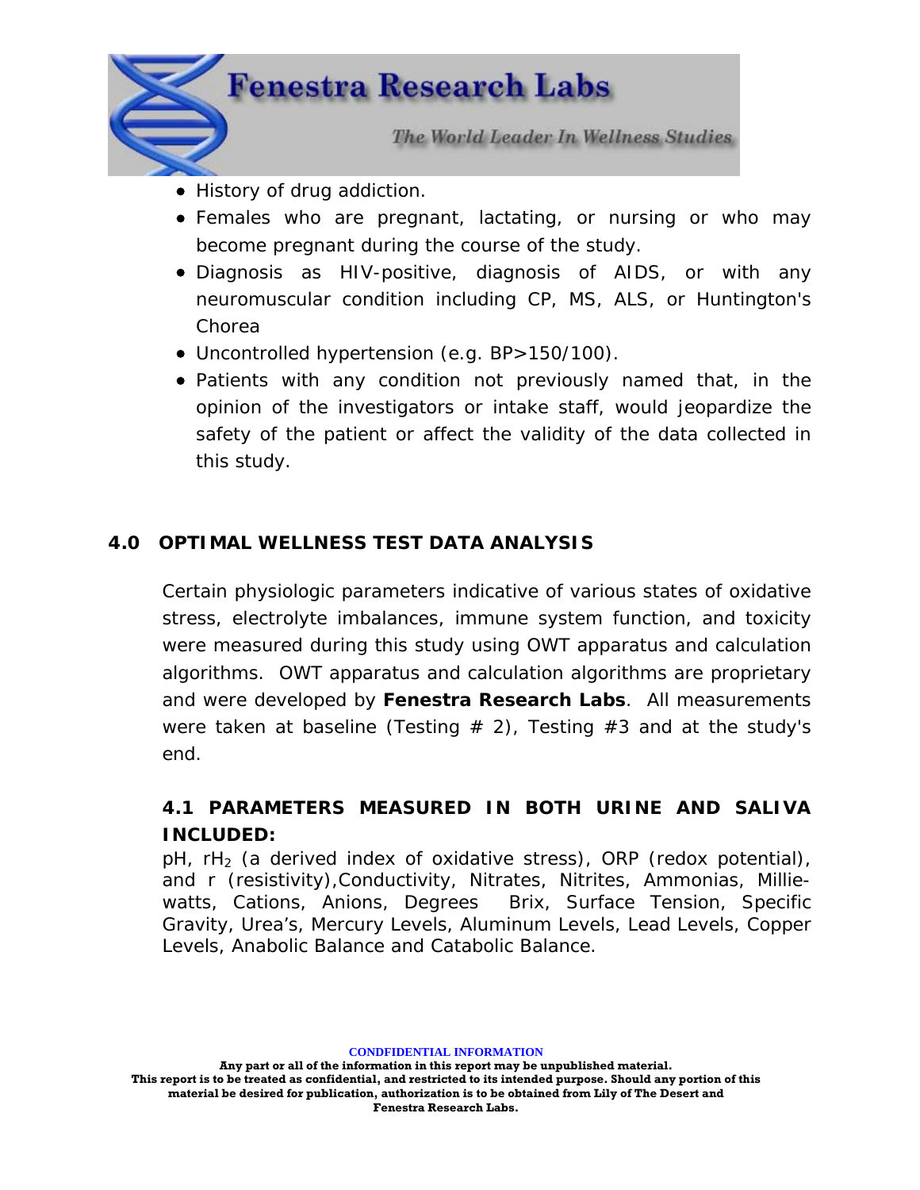- History of drug addiction.
- Females who are pregnant, lactating, or nursing or who may become pregnant during the course of the study.
- Diagnosis as HIV-positive, diagnosis of AIDS, or with any neuromuscular condition including CP, MS, ALS, or Huntington's Chorea
- Uncontrolled hypertension (e.g. BP>150/100).
- Patients with any condition not previously named that, in the opinion of the investigators or intake staff, would jeopardize the safety of the patient or affect the validity of the data collected in this study.

## 4.0 OPTIMAL WELLNESS TEST DATA ANALYSIS

Certain physiologic parameters indicative of various states of oxidative stress, electrolyte imbalances, immune system function, and toxicity were measured during this study using OWT apparatus and calculation algorithms. OWT apparatus and calculation algorithms are proprietary and were developed by **Fenestra Research Labs**. All measurements were taken at baseline (Testing # 2), Testing #3 and at the study's end.

### 4.1 PARAMETERS MEASURED IN BOTH URINE AND SALIVA INCLUDED:

pH, $rH_2$ (a derived index of oxidative stress), ORP (redox potential), and r (resistivity),Conductivity, Nitrates, Nitrites, Ammonias, Millie-watts, Cations, Anions, Degrees Brix, Surface Tension, Specific Gravity, Urea's, Mercury Levels, Aluminum Levels, Lead Levels, Copper Levels, Anabolic Balance and Catabolic Balance.

CONDFIDENTIAL INFORMATION

**Any part or all of the information in this report may be unpublished material. This report is to be treated as confidential, and restricted to its intended purpose. Should any portion of this material be desired for publication, authorization is to be obtained from Lily of The Desert and Fenestra Research Labs.**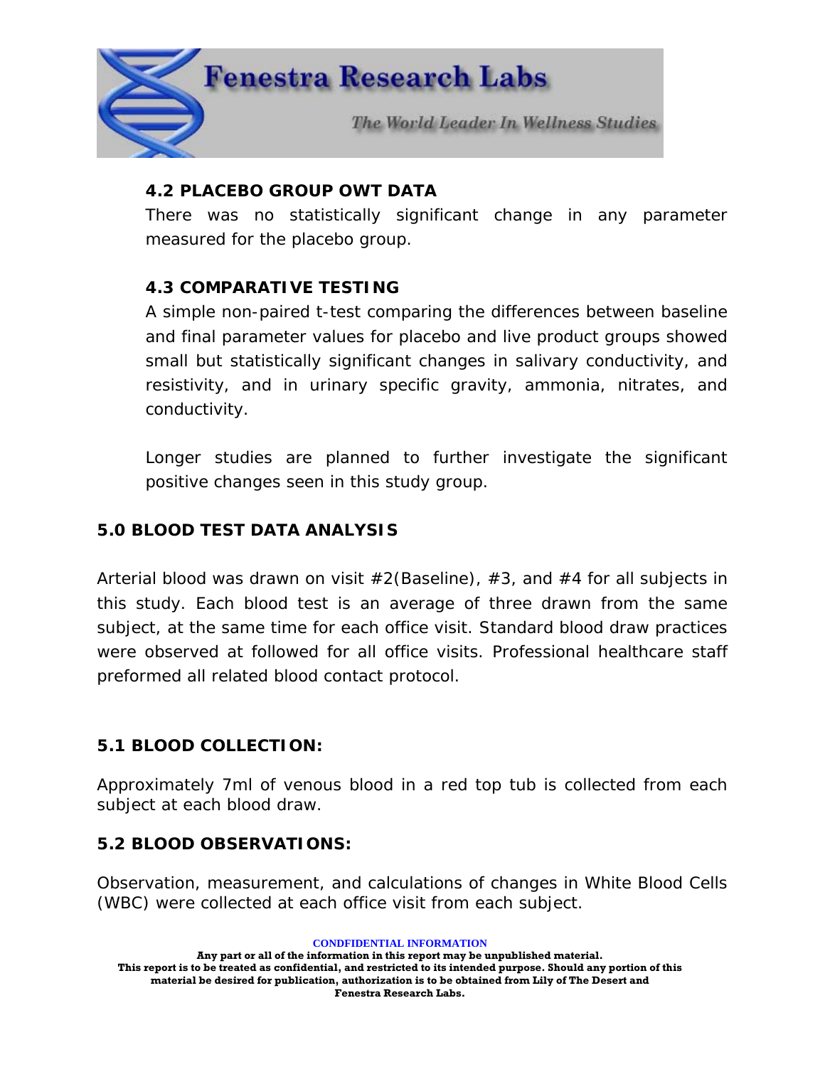#### 4.2 PLACEBO GROUP OWT DATA

There was no statistically significant change in any parameter measured for the placebo group.

#### 4.3 COMPARATIVE TESTING

A simple non-paired t-test comparing the differences between baseline and final parameter values for placebo and live product groups showed small but statistically significant changes in salivary conductivity, and resistivity, and in urinary specific gravity, ammonia, nitrates, and conductivity.

Longer studies are planned to further investigate the significant positive changes seen in this study group.

### 5.0 BLOOD TEST DATA ANALYSIS

Arterial blood was drawn on visit #2(Baseline), #3, and #4 for all subjects in this study. Each blood test is an average of three drawn from the same subject, at the same time for each office visit. Standard blood draw practices were observed at followed for all office visits. Professional healthcare staff preformed all related blood contact protocol.

### 5.1 BLOOD COLLECTION:

Approximately 7ml of venous blood in a red top tub is collected from each subject at each blood draw.

### 5.2 BLOOD OBSERVATIONS:

Observation, measurement, and calculations of changes in White Blood Cells (WBC) were collected at each office visit from each subject.

**CONDFIDENTIAL INFORMATION**

**Any part or all of the information in this report may be unpublished material. This report is to be treated as confidential, and restricted to its intended purpose. Should any portion of this material be desired for publication, authorization is to be obtained from Lily of The Desert and Fenestra Research Labs.**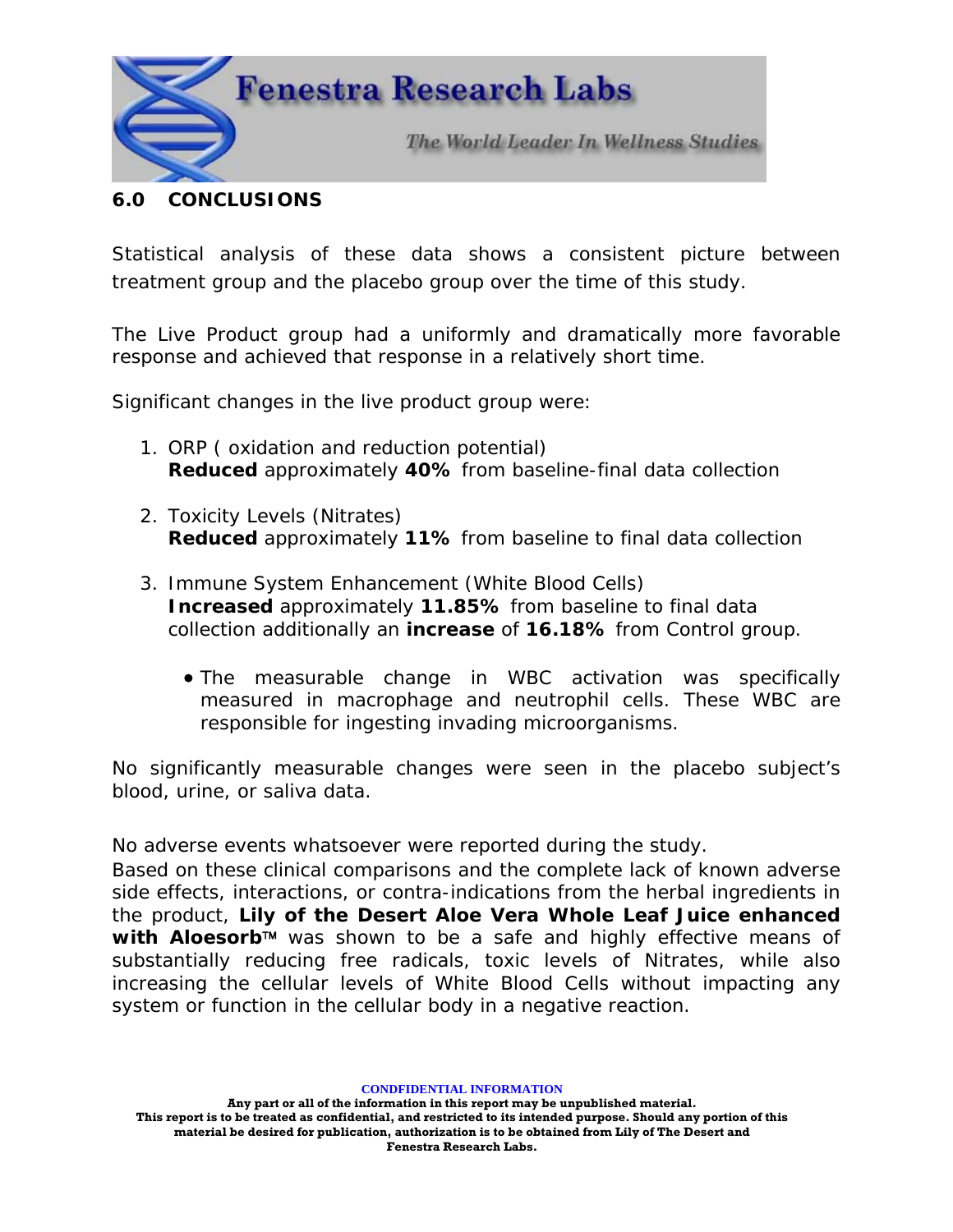## 6.0 CONCLUSIONS

Statistical analysis of these data shows a consistent picture between treatment group and the placebo group over the time of this study.

The Live Product group had a uniformly and dramatically more favorable response and achieved that response in a relatively short time.

Significant changes in the live product group were:

1. ORP ( oxidation and reduction potential)
   **Reduced** approximately **40%** from baseline-final data collection

2. Toxicity Levels (Nitrates)
   **Reduced** approximately **11%** from baseline to final data collection

3. Immune System Enhancement (White Blood Cells)
   **Increased** approximately **11.85%** from baseline to final data collection additionally an **increase** of **16.18%** from Control group.

   - The measurable change in WBC activation was specifically measured in macrophage and neutrophil cells. These WBC are responsible for ingesting invading microorganisms.

No significantly measurable changes were seen in the placebo subject's blood, urine, or saliva data.

No adverse events whatsoever were reported during the study.
Based on these clinical comparisons and the complete lack of known adverse side effects, interactions, or contra-indications from the herbal ingredients in the product, **Lily of the Desert Aloe Vera Whole Leaf Juice enhanced with Aloesorb™** was shown to be a safe and highly effective means of substantially reducing free radicals, toxic levels of Nitrates, while also increasing the cellular levels of White Blood Cells without impacting any system or function in the cellular body in a negative reaction.

**CONFIDENTIAL INFORMATION**
**Any part or all of the information in this report may be unpublished material.**
**This report is to be treated as confidential, and restricted to its intended purpose. Should any portion of this material be desired for publication, authorization is to be obtained from Lily of The Desert and Fenestra Research Labs.**